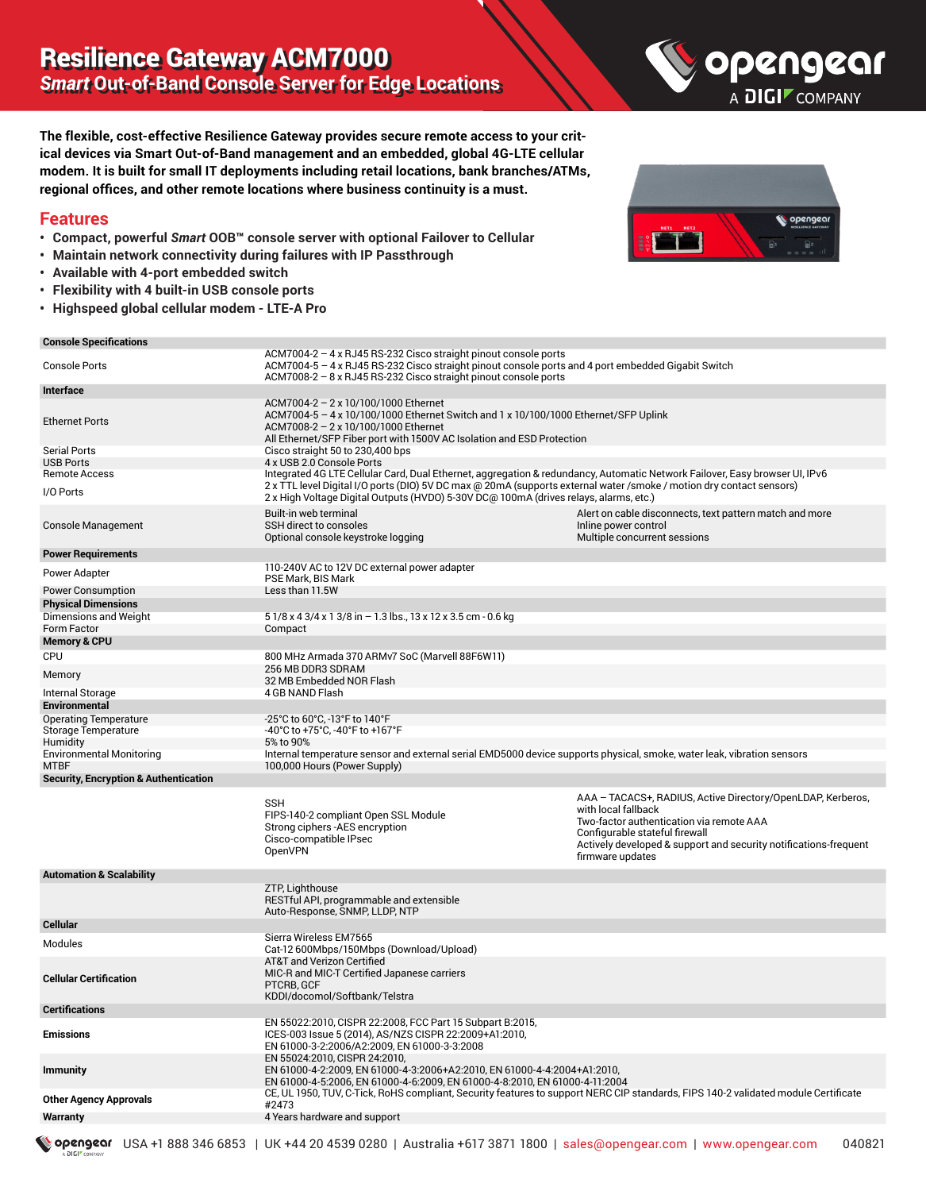# Resilience Gateway ACM7000

## *Smart* Out-of-Band Console Server for Edge Locations

opengear A DIGI COMPANY

**The flexible, cost-effective Resilience Gateway provides secure remote access to your critical devices via Smart Out-of-Band management and an embedded, global 4G-LTE cellular modem. It is built for small IT deployments including retail locations, bank branches/ATMs, regional offices, and other remote locations where business continuity is a must.**

## Features

- **Compact, powerful *Smart* OOB™ console server with optional Failover to Cellular**
- **Maintain network connectivity during failures with IP Passthrough**
- **Available with 4-port embedded switch**
- **Flexibility with 4 built-in USB console ports**
- **Highspeed global cellular modem - LTE-A Pro**

| **Console Specifications** | | |
|---|---|---|
| Console Ports | ACM7004-2 – 4 x RJ45 RS-232 Cisco straight pinout console ports<br>ACM7004-5 – 4 x RJ45 RS-232 Cisco straight pinout console ports and 4 port embedded Gigabit Switch<br>ACM7008-2 – 8 x RJ45 RS-232 Cisco straight pinout console ports | |
| **Interface** | | |
| Ethernet Ports | ACM7004-2 – 2 x 10/100/1000 Ethernet<br>ACM7004-5 – 4 x 10/100/1000 Ethernet Switch and 1 x 10/100/1000 Ethernet/SFP Uplink<br>ACM7008-2 – 2 x 10/100/1000 Ethernet<br>All Ethernet/SFP Fiber port with 1500V AC Isolation and ESD Protection | |
| Serial Ports | Cisco straight 50 to 230,400 bps | |
| USB Ports | 4 x USB 2.0 Console Ports | |
| Remote Access | Integrated 4G LTE Cellular Card, Dual Ethernet, aggregation & redundancy, Automatic Network Failover, Easy browser UI, IPv6 | |
| I/O Ports | 2 x TTL level Digital I/O ports (DIO) 5V DC max @ 20mA (supports external water /smoke / motion dry contact sensors)<br>2 x High Voltage Digital Outputs (HVDO) 5-30V DC@ 100mA (drives relays, alarms, etc.) | |
| Console Management | Built-in web terminal<br>SSH direct to consoles<br>Optional console keystroke logging | Alert on cable disconnects, text pattern match and more<br>Inline power control<br>Multiple concurrent sessions |
| **Power Requirements** | | |
| Power Adapter | 110-240V AC to 12V DC external power adapter<br>PSE Mark, BIS Mark | |
| Power Consumption | Less than 11.5W | |
| **Physical Dimensions** | | |
| Dimensions and Weight | 5 1/8 x 4 3/4 x 1 3/8 in – 1.3 lbs., 13 x 12 x 3.5 cm - 0.6 kg | |
| Form Factor | Compact | |
| **Memory & CPU** | | |
| CPU | 800 MHz Armada 370 ARMv7 SoC (Marvell 88F6W11) | |
| Memory | 256 MB DDR3 SDRAM<br>32 MB Embedded NOR Flash | |
| Internal Storage | 4 GB NAND Flash | |
| **Environmental** | | |
| Operating Temperature | -25°C to 60°C, -13°F to 140°F | |
| Storage Temperature | -40°C to +75°C, -40°F to +167°F | |
| Humidity | 5% to 90% | |
| Environmental Monitoring | Internal temperature sensor and external serial EMD5000 device supports physical, smoke, water leak, vibration sensors | |
| MTBF | 100,000 Hours (Power Supply) | |
| **Security, Encryption & Authentication** | | |
| | SSH<br>FIPS-140-2 compliant Open SSL Module<br>Strong ciphers -AES encryption<br>Cisco-compatible IPsec<br>OpenVPN | AAA – TACACS+, RADIUS, Active Directory/OpenLDAP, Kerberos, with local fallback<br>Two-factor authentication via remote AAA<br>Configurable stateful firewall<br>Actively developed & support and security notifications-frequent firmware updates |
| **Automation & Scalability** | | |
| | ZTP, Lighthouse<br>RESTful API, programmable and extensible<br>Auto-Response, SNMP, LLDP, NTP | |
| **Cellular** | | |
| Modules | Sierra Wireless EM7565<br>Cat-12 600Mbps/150Mbps (Download/Upload) | |
| **Cellular Certification** | AT&T and Verizon Certified<br>MIC-R and MIC-T Certified Japanese carriers<br>PTCRB, GCF<br>KDDI/docomol/Softbank/Telstra | |
| **Certifications** | | |
| **Emissions** | EN 55022:2010, CISPR 22:2008, FCC Part 15 Subpart B:2015,<br>ICES-003 Issue 5 (2014), AS/NZS CISPR 22:2009+A1:2010,<br>EN 61000-3-2:2006/A2:2009, EN 61000-3-3:2008 | |
| **Immunity** | EN 55024:2010, CISPR 24:2010,<br>EN 61000-4-2:2009, EN 61000-4-3:2006+A2:2010, EN 61000-4-4:2004+A1:2010,<br>EN 61000-4-5:2006, EN 61000-4-6:2009, EN 61000-4-8:2010, EN 61000-4-11:2004 | |
| **Other Agency Approvals** | CE, UL 1950, TUV, C-Tick, RoHS compliant, Security features to support NERC CIP standards, FIPS 140-2 validated module Certificate #2473 | |
| **Warranty** | 4 Years hardware and support | |

USA +1 888 346 6853 | UK +44 20 4539 0280 | Australia +617 3871 1800 | sales@opengear.com | www.opengear.com 040821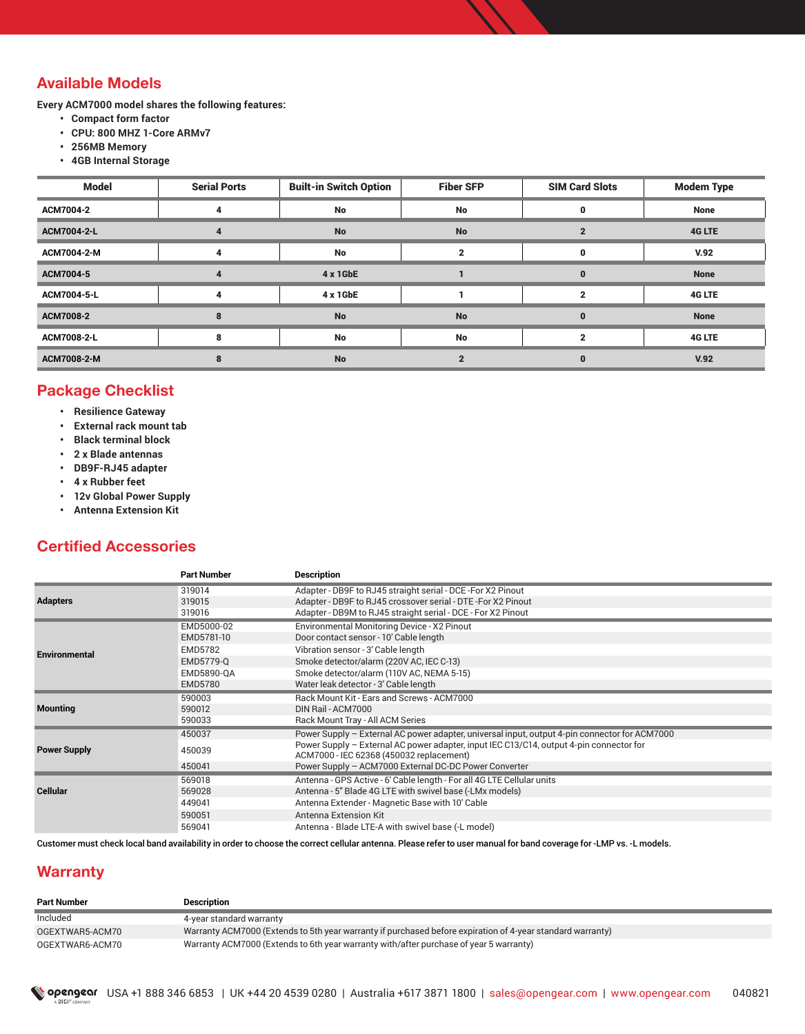## Available Models

**Every ACM7000 model shares the following features:**

- **Compact form factor**
- **CPU: 800 MHZ 1-Core ARMv7**
- **256MB Memory**
- **4GB Internal Storage**

| Model | Serial Ports | Built-in Switch Option | Fiber SFP | SIM Card Slots | Modem Type |
|---|---|---|---|---|---|
| ACM7004-2 | 4 | No | No | 0 | None |
| ACM7004-2-L | 4 | No | No | 2 | 4G LTE |
| ACM7004-2-M | 4 | No | 2 | 0 | V.92 |
| ACM7004-5 | 4 | 4 x 1GbE | 1 | 0 | None |
| ACM7004-5-L | 4 | 4 x 1GbE | 1 | 2 | 4G LTE |
| ACM7008-2 | 8 | No | No | 0 | None |
| ACM7008-2-L | 8 | No | No | 2 | 4G LTE |
| ACM7008-2-M | 8 | No | 2 | 0 | V.92 |

## Package Checklist

- **Resilience Gateway**
- **External rack mount tab**
- **Black terminal block**
- **2 x Blade antennas**
- **DB9F-RJ45 adapter**
- **4 x Rubber feet**
- **12v Global Power Supply**
- **Antenna Extension Kit**

## Certified Accessories

| | Part Number | Description |
|---|---|---|
| **Adapters** | 319014 | Adapter - DB9F to RJ45 straight serial - DCE -For X2 Pinout |
| | 319015 | Adapter - DB9F to RJ45 crossover serial - DTE -For X2 Pinout |
| | 319016 | Adapter - DB9M to RJ45 straight serial - DCE - For X2 Pinout |
| **Environmental** | EMD5000-02 | Environmental Monitoring Device - X2 Pinout |
| | EMD5781-10 | Door contact sensor - 10' Cable length |
| | EMD5782 | Vibration sensor - 3' Cable length |
| | EMD5779-Q | Smoke detector/alarm (220V AC, IEC C-13) |
| | EMD5890-QA | Smoke detector/alarm (110V AC, NEMA 5-15) |
| | EMD5780 | Water leak detector - 3' Cable length |
| **Mounting** | 590003 | Rack Mount Kit - Ears and Screws - ACM7000 |
| | 590012 | DIN Rail - ACM7000 |
| | 590033 | Rack Mount Tray - All ACM Series |
| **Power Supply** | 450037 | Power Supply – External AC power adapter, universal input, output 4-pin connector for ACM7000 |
| | 450039 | Power Supply – External AC power adapter, input IEC C13/C14, output 4-pin connector for ACM7000 - IEC 62368 (450032 replacement) |
| | 450041 | Power Supply – ACM7000 External DC-DC Power Converter |
| **Cellular** | 569018 | Antenna - GPS Active - 6' Cable length - For all 4G LTE Cellular units |
| | 569028 | Antenna - 5" Blade 4G LTE with swivel base (-LMx models) |
| | 449041 | Antenna Extender - Magnetic Base with 10' Cable |
| | 590051 | Antenna Extension Kit |
| | 569041 | Antenna - Blade LTE-A with swivel base (-L model) |

Customer must check local band availability in order to choose the correct cellular antenna. Please refer to user manual for band coverage for -LMP vs. -L models.

## Warranty

| Part Number | Description |
|---|---|
| Included | 4-year standard warranty |
| OGEXTWAR5-ACM70 | Warranty ACM7000 (Extends to 5th year warranty if purchased before expiration of 4-year standard warranty) |
| OGEXTWAR6-ACM70 | Warranty ACM7000 (Extends to 6th year warranty with/after purchase of year 5 warranty) |

opengear A DIGI COMPANY USA +1 888 346 6853 | UK +44 20 4539 0280 | Australia +617 3871 1800 | sales@opengear.com | www.opengear.com 040821